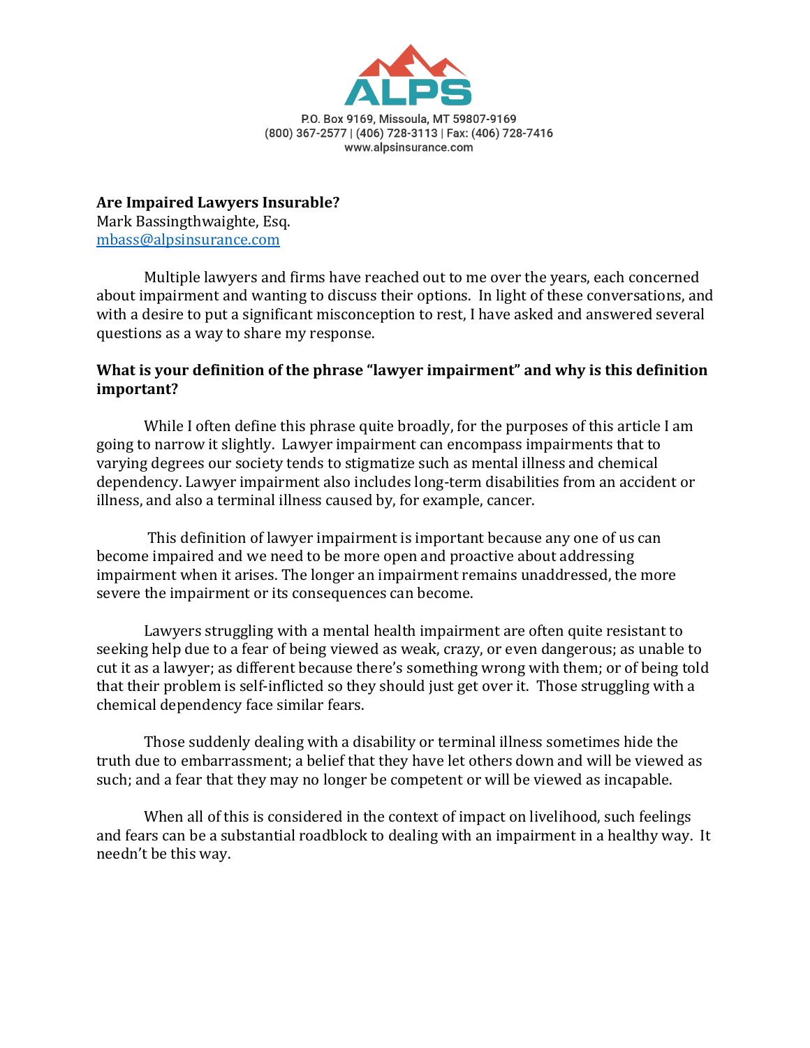P.O. Box 9169, Missoula, MT 59807-9169
(800) 367-2577 | (406) 728-3113 | Fax: (406) 728-7416
www.alpsinsurance.com

**Are Impaired Lawyers Insurable?**
Mark Bassingthwaighte, Esq.
mbass@alpsinsurance.com

Multiple lawyers and firms have reached out to me over the years, each concerned about impairment and wanting to discuss their options. In light of these conversations, and with a desire to put a significant misconception to rest, I have asked and answered several questions as a way to share my response.

**What is your definition of the phrase "lawyer impairment" and why is this definition important?**

While I often define this phrase quite broadly, for the purposes of this article I am going to narrow it slightly. Lawyer impairment can encompass impairments that to varying degrees our society tends to stigmatize such as mental illness and chemical dependency. Lawyer impairment also includes long-term disabilities from an accident or illness, and also a terminal illness caused by, for example, cancer.

This definition of lawyer impairment is important because any one of us can become impaired and we need to be more open and proactive about addressing impairment when it arises. The longer an impairment remains unaddressed, the more severe the impairment or its consequences can become.

Lawyers struggling with a mental health impairment are often quite resistant to seeking help due to a fear of being viewed as weak, crazy, or even dangerous; as unable to cut it as a lawyer; as different because there's something wrong with them; or of being told that their problem is self-inflicted so they should just get over it. Those struggling with a chemical dependency face similar fears.

Those suddenly dealing with a disability or terminal illness sometimes hide the truth due to embarrassment; a belief that they have let others down and will be viewed as such; and a fear that they may no longer be competent or will be viewed as incapable.

When all of this is considered in the context of impact on livelihood, such feelings and fears can be a substantial roadblock to dealing with an impairment in a healthy way. It needn't be this way.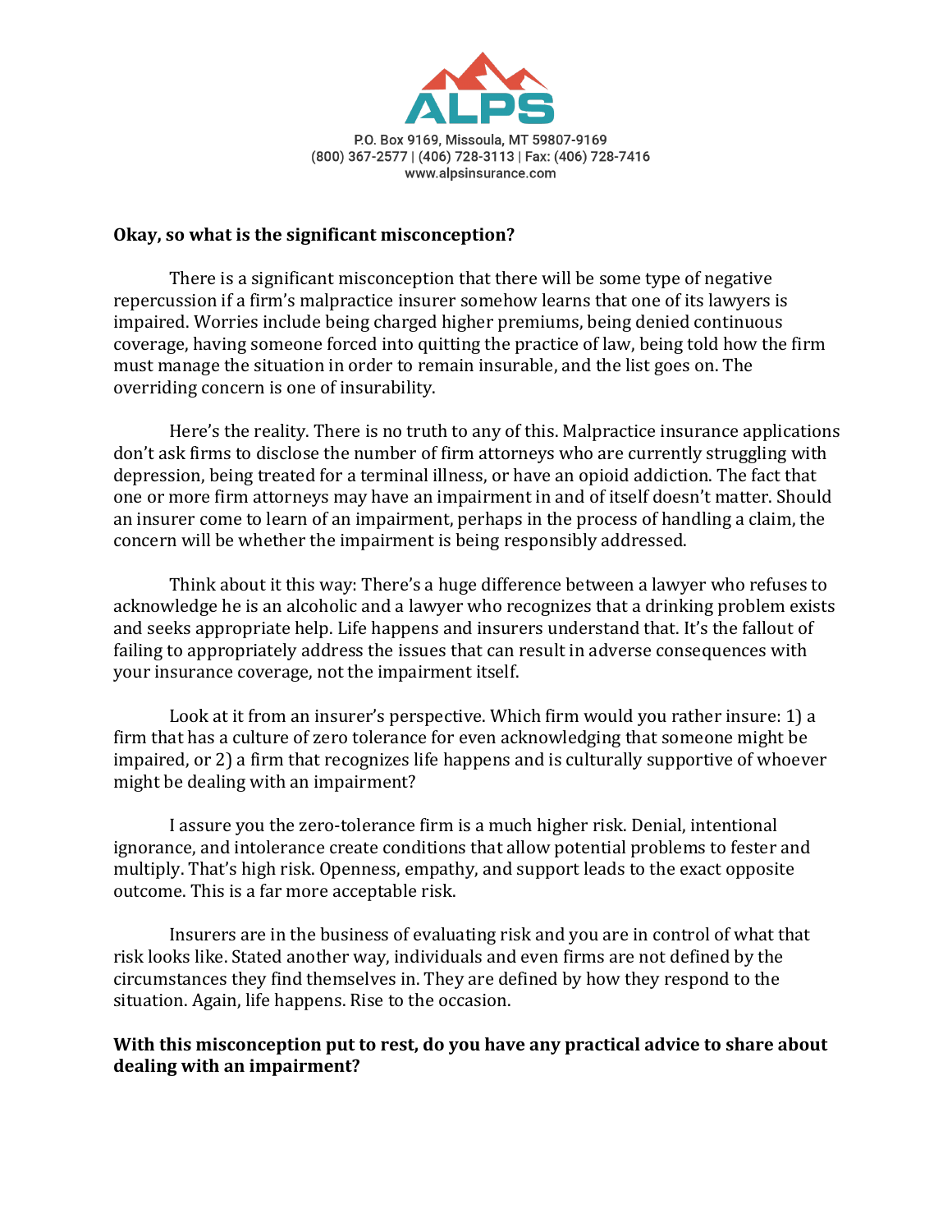**Okay, so what is the significant misconception?**

There is a significant misconception that there will be some type of negative repercussion if a firm's malpractice insurer somehow learns that one of its lawyers is impaired. Worries include being charged higher premiums, being denied continuous coverage, having someone forced into quitting the practice of law, being told how the firm must manage the situation in order to remain insurable, and the list goes on. The overriding concern is one of insurability.

Here's the reality. There is no truth to any of this. Malpractice insurance applications don't ask firms to disclose the number of firm attorneys who are currently struggling with depression, being treated for a terminal illness, or have an opioid addiction. The fact that one or more firm attorneys may have an impairment in and of itself doesn't matter. Should an insurer come to learn of an impairment, perhaps in the process of handling a claim, the concern will be whether the impairment is being responsibly addressed.

Think about it this way: There's a huge difference between a lawyer who refuses to acknowledge he is an alcoholic and a lawyer who recognizes that a drinking problem exists and seeks appropriate help. Life happens and insurers understand that. It's the fallout of failing to appropriately address the issues that can result in adverse consequences with your insurance coverage, not the impairment itself.

Look at it from an insurer's perspective. Which firm would you rather insure: 1) a firm that has a culture of zero tolerance for even acknowledging that someone might be impaired, or 2) a firm that recognizes life happens and is culturally supportive of whoever might be dealing with an impairment?

I assure you the zero-tolerance firm is a much higher risk. Denial, intentional ignorance, and intolerance create conditions that allow potential problems to fester and multiply. That's high risk. Openness, empathy, and support leads to the exact opposite outcome. This is a far more acceptable risk.

Insurers are in the business of evaluating risk and you are in control of what that risk looks like. Stated another way, individuals and even firms are not defined by the circumstances they find themselves in. They are defined by how they respond to the situation. Again, life happens. Rise to the occasion.

**With this misconception put to rest, do you have any practical advice to share about dealing with an impairment?**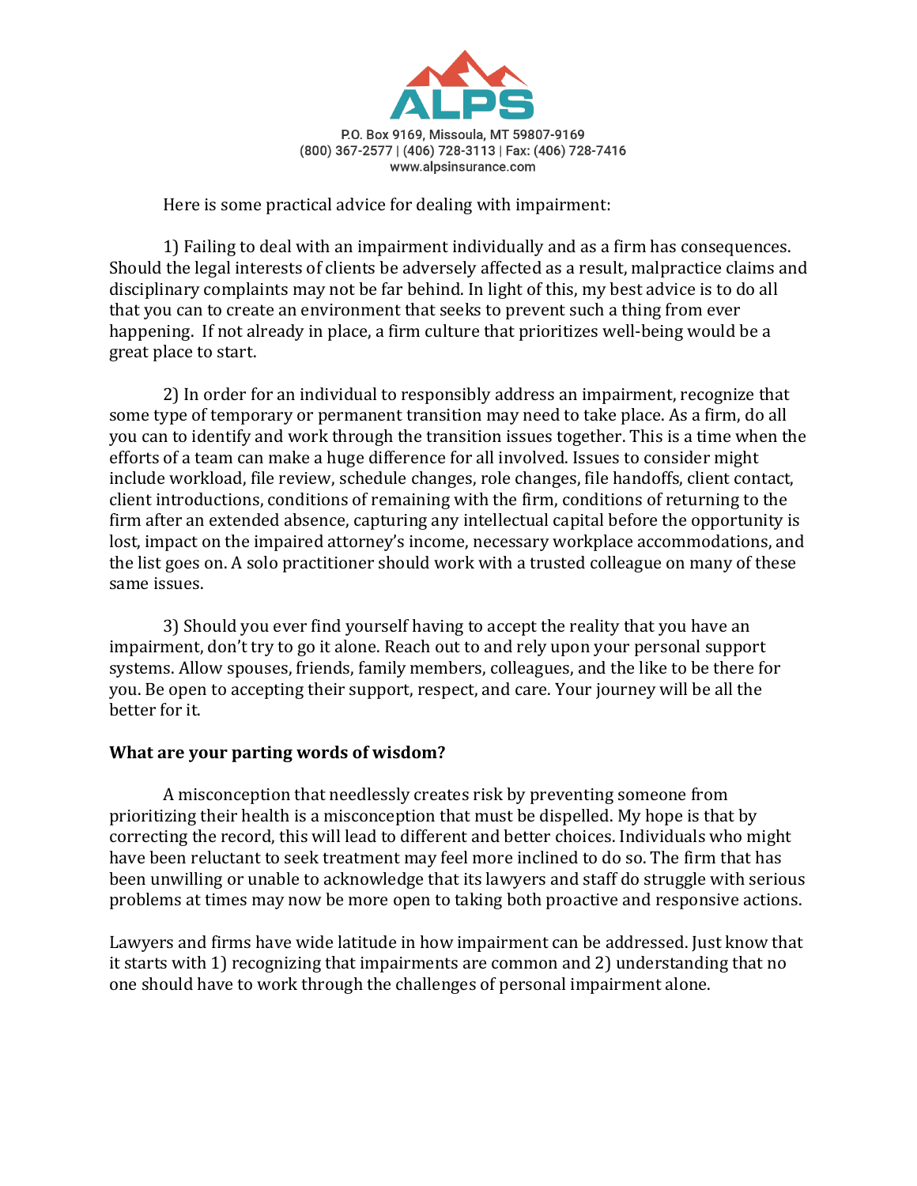Here is some practical advice for dealing with impairment:

1) Failing to deal with an impairment individually and as a firm has consequences. Should the legal interests of clients be adversely affected as a result, malpractice claims and disciplinary complaints may not be far behind. In light of this, my best advice is to do all that you can to create an environment that seeks to prevent such a thing from ever happening. If not already in place, a firm culture that prioritizes well-being would be a great place to start.

2) In order for an individual to responsibly address an impairment, recognize that some type of temporary or permanent transition may need to take place. As a firm, do all you can to identify and work through the transition issues together. This is a time when the efforts of a team can make a huge difference for all involved. Issues to consider might include workload, file review, schedule changes, role changes, file handoffs, client contact, client introductions, conditions of remaining with the firm, conditions of returning to the firm after an extended absence, capturing any intellectual capital before the opportunity is lost, impact on the impaired attorney's income, necessary workplace accommodations, and the list goes on. A solo practitioner should work with a trusted colleague on many of these same issues.

3) Should you ever find yourself having to accept the reality that you have an impairment, don't try to go it alone. Reach out to and rely upon your personal support systems. Allow spouses, friends, family members, colleagues, and the like to be there for you. Be open to accepting their support, respect, and care. Your journey will be all the better for it.

**What are your parting words of wisdom?**

A misconception that needlessly creates risk by preventing someone from prioritizing their health is a misconception that must be dispelled. My hope is that by correcting the record, this will lead to different and better choices. Individuals who might have been reluctant to seek treatment may feel more inclined to do so. The firm that has been unwilling or unable to acknowledge that its lawyers and staff do struggle with serious problems at times may now be more open to taking both proactive and responsive actions.

Lawyers and firms have wide latitude in how impairment can be addressed. Just know that it starts with 1) recognizing that impairments are common and 2) understanding that no one should have to work through the challenges of personal impairment alone.